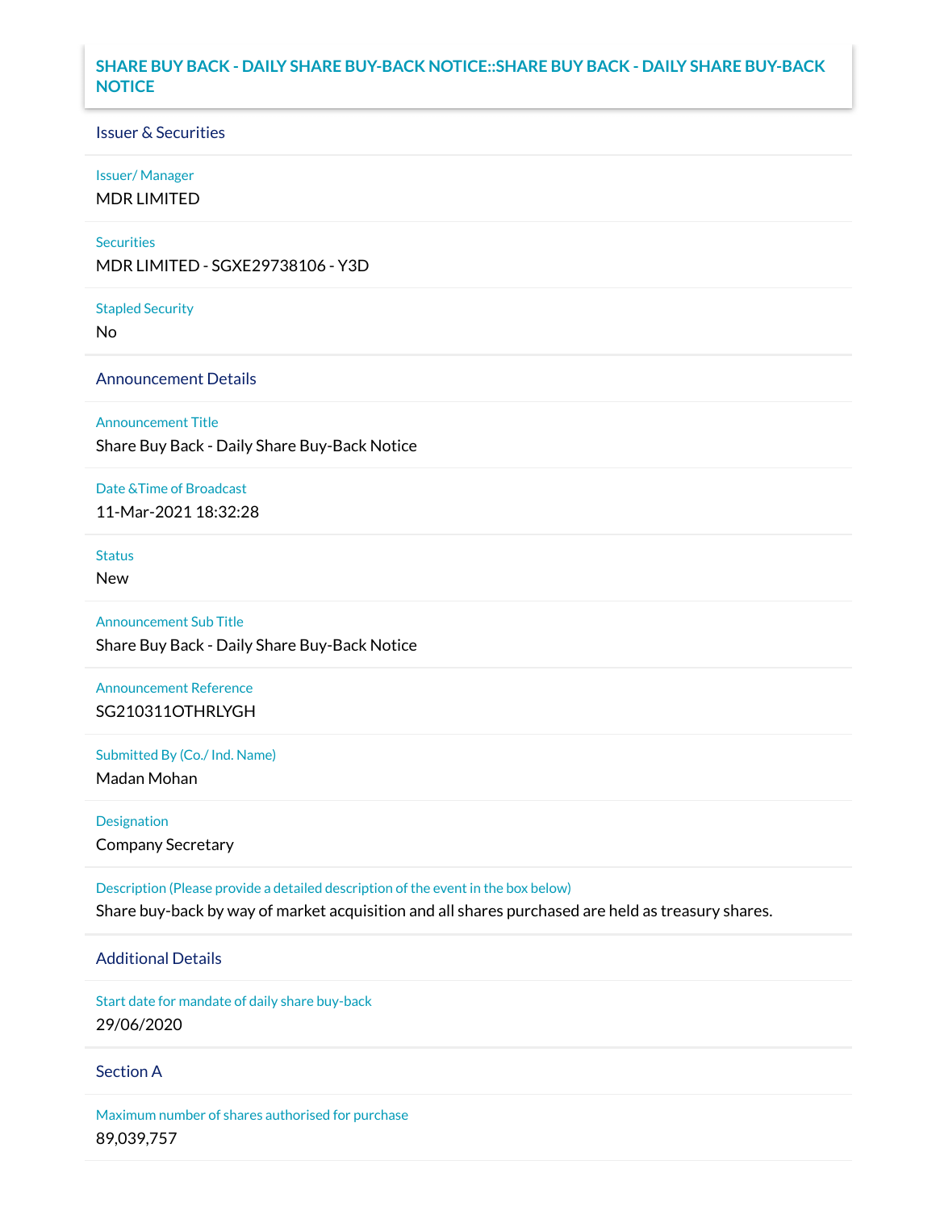# SHARE BUY BACK - DAILY SHARE BUY-BACK NOTICE::SHARE BUY BACK - DAILY SHARE BUY-BACK NOTICE

## Issuer & Securities

**Issuer/ Manager**

MDR LIMITED

**Securities**

MDR LIMITED - SGXE29738106 - Y3D

**Stapled Security**

No

## Announcement Details

**Announcement Title**

Share Buy Back - Daily Share Buy-Back Notice

**Date &Time of Broadcast**

11-Mar-2021 18:32:28

**Status**

New

**Announcement Sub Title**

Share Buy Back - Daily Share Buy-Back Notice

**Announcement Reference**

SG210311OTHRLYGH

**Submitted By (Co./ Ind. Name)**

Madan Mohan

**Designation**

Company Secretary

**Description (Please provide a detailed description of the event in the box below)**

Share buy-back by way of market acquisition and all shares purchased are held as treasury shares.

## Additional Details

**Start date for mandate of daily share buy-back**

29/06/2020

## Section A

**Maximum number of shares authorised for purchase**

89,039,757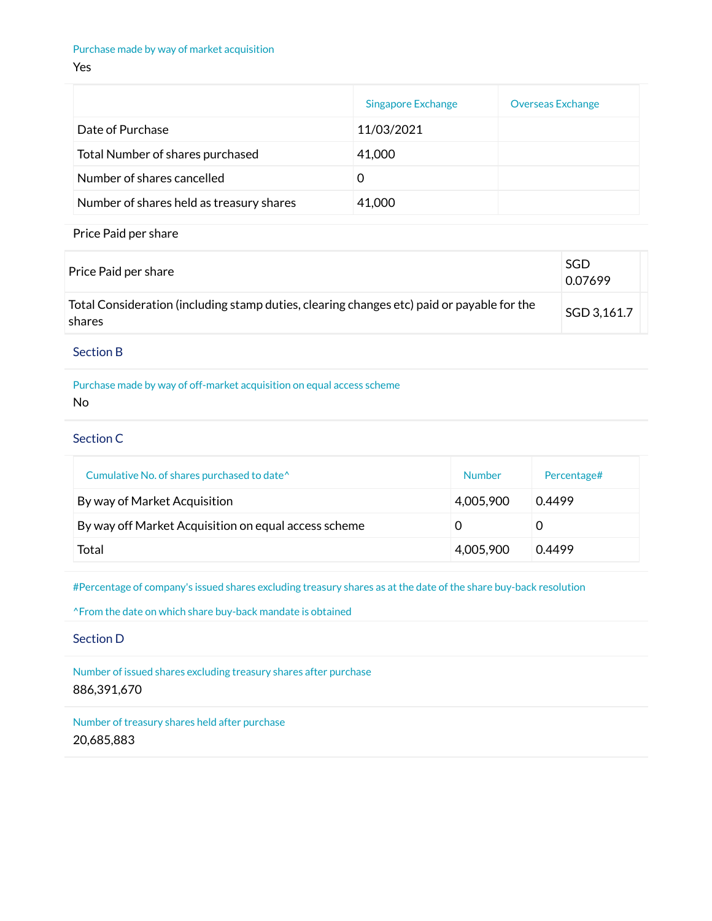Purchase made by way of market acquisition

Yes

| | Singapore Exchange | Overseas Exchange |
|---|---|---|
| Date of Purchase | 11/03/2021 | |
| Total Number of shares purchased | 41,000 | |
| Number of shares cancelled | 0 | |
| Number of shares held as treasury shares | 41,000 | |

Price Paid per share

| | |
|---|---|
| Price Paid per share | SGD 0.07699 |
| Total Consideration (including stamp duties, clearing changes etc) paid or payable for the shares | SGD 3,161.7 |

## Section B

Purchase made by way of off-market acquisition on equal access scheme

No

## Section C

| Cumulative No. of shares purchased to date^ | Number | Percentage# |
|---|---|---|
| By way of Market Acquisition | 4,005,900 | 0.4499 |
| By way off Market Acquisition on equal access scheme | 0 | 0 |
| Total | 4,005,900 | 0.4499 |

#Percentage of company's issued shares excluding treasury shares as at the date of the share buy-back resolution

^From the date on which share buy-back mandate is obtained

## Section D

Number of issued shares excluding treasury shares after purchase

886,391,670

Number of treasury shares held after purchase

20,685,883